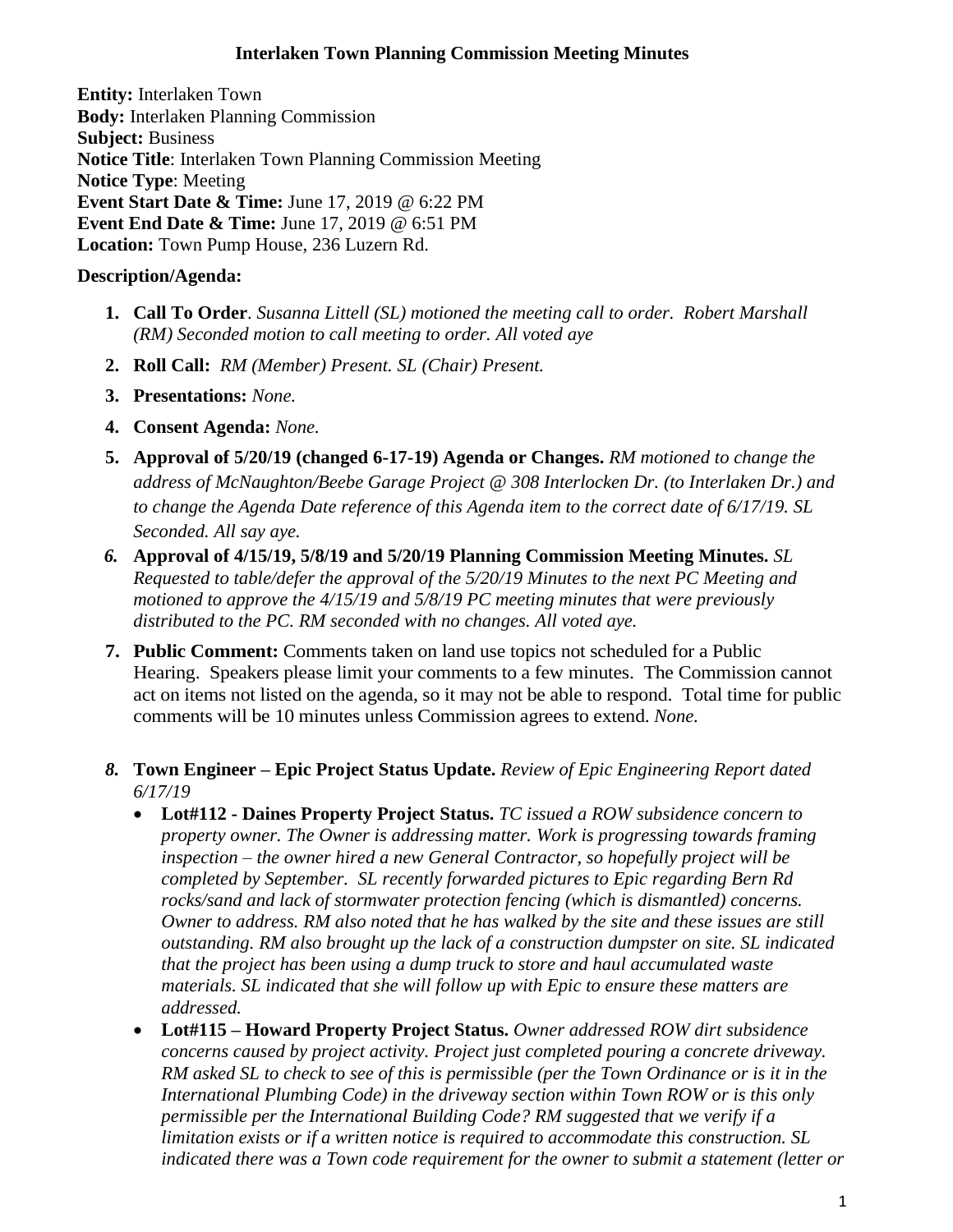# Interlaken Town Planning Commission Meeting Minutes

**Entity:** Interlaken Town
**Body:** Interlaken Planning Commission
**Subject:** Business
**Notice Title**: Interlaken Town Planning Commission Meeting
**Notice Type**: Meeting
**Event Start Date & Time:** June 17, 2019 @ 6:22 PM
**Event End Date & Time:** June 17, 2019 @ 6:51 PM
**Location:** Town Pump House, 236 Luzern Rd.

**Description/Agenda:**

1. **Call To Order**. *Susanna Littell (SL) motioned the meeting call to order. Robert Marshall (RM) Seconded motion to call meeting to order. All voted aye*
2. **Roll Call:** *RM (Member) Present. SL (Chair) Present.*
3. **Presentations:** *None.*
4. **Consent Agenda:** *None.*
5. **Approval of 5/20/19 (changed 6-17-19) Agenda or Changes.** *RM motioned to change the address of McNaughton/Beebe Garage Project @ 308 Interlocken Dr. (to Interlaken Dr.) and to change the Agenda Date reference of this Agenda item to the correct date of 6/17/19. SL Seconded. All say aye.*
6. **Approval of 4/15/19, 5/8/19 and 5/20/19 Planning Commission Meeting Minutes.** *SL Requested to table/defer the approval of the 5/20/19 Minutes to the next PC Meeting and motioned to approve the 4/15/19 and 5/8/19 PC meeting minutes that were previously distributed to the PC. RM seconded with no changes. All voted aye.*
7. **Public Comment:** Comments taken on land use topics not scheduled for a Public Hearing. Speakers please limit your comments to a few minutes. The Commission cannot act on items not listed on the agenda, so it may not be able to respond. Total time for public comments will be 10 minutes unless Commission agrees to extend. *None.*
8. **Town Engineer – Epic Project Status Update.** *Review of Epic Engineering Report dated 6/17/19*
   - **Lot#112 - Daines Property Project Status.** *TC issued a ROW subsidence concern to property owner. The Owner is addressing matter. Work is progressing towards framing inspection – the owner hired a new General Contractor, so hopefully project will be completed by September. SL recently forwarded pictures to Epic regarding Bern Rd rocks/sand and lack of stormwater protection fencing (which is dismantled) concerns. Owner to address. RM also noted that he has walked by the site and these issues are still outstanding. RM also brought up the lack of a construction dumpster on site. SL indicated that the project has been using a dump truck to store and haul accumulated waste materials. SL indicated that she will follow up with Epic to ensure these matters are addressed.*
   - **Lot#115 – Howard Property Project Status.** *Owner addressed ROW dirt subsidence concerns caused by project activity. Project just completed pouring a concrete driveway. RM asked SL to check to see of this is permissible (per the Town Ordinance or is it in the International Plumbing Code) in the driveway section within Town ROW or is this only permissible per the International Building Code? RM suggested that we verify if a limitation exists or if a written notice is required to accommodate this construction. SL indicated there was a Town code requirement for the owner to submit a statement (letter or*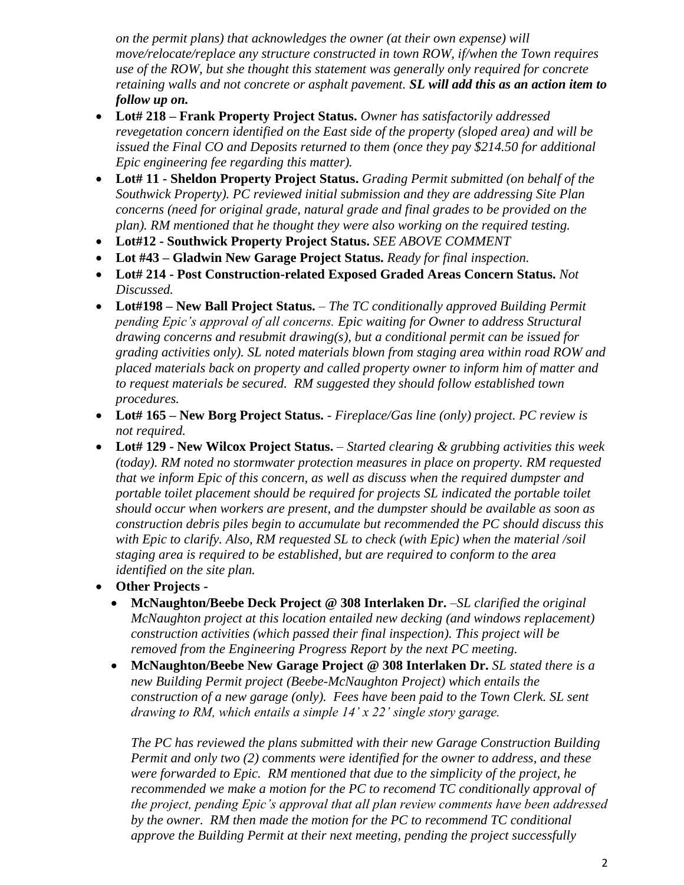*on the permit plans) that acknowledges the owner (at their own expense) will move/relocate/replace any structure constructed in town ROW, if/when the Town requires use of the ROW, but she thought this statement was generally only required for concrete retaining walls and not concrete or asphalt pavement. **SL will add this as an action item to follow up on.***

- **Lot# 218 – Frank Property Project Status.** *Owner has satisfactorily addressed revegetation concern identified on the East side of the property (sloped area) and will be issued the Final CO and Deposits returned to them (once they pay $214.50 for additional Epic engineering fee regarding this matter).*
- **Lot# 11 - Sheldon Property Project Status.** *Grading Permit submitted (on behalf of the Southwick Property). PC reviewed initial submission and they are addressing Site Plan concerns (need for original grade, natural grade and final grades to be provided on the plan). RM mentioned that he thought they were also working on the required testing.*
- **Lot#12 - Southwick Property Project Status.** *SEE ABOVE COMMENT*
- **Lot #43 – Gladwin New Garage Project Status.** *Ready for final inspection.*
- **Lot# 214 - Post Construction-related Exposed Graded Areas Concern Status.** *Not Discussed.*
- **Lot#198 – New Ball Project Status.** – *The TC conditionally approved Building Permit pending Epic's approval of all concerns. Epic waiting for Owner to address Structural drawing concerns and resubmit drawing(s), but a conditional permit can be issued for grading activities only). SL noted materials blown from staging area within road ROW and placed materials back on property and called property owner to inform him of matter and to request materials be secured. RM suggested they should follow established town procedures.*
- **Lot# 165 – New Borg Project Status.** - *Fireplace/Gas line (only) project. PC review is not required.*
- **Lot# 129 - New Wilcox Project Status.** – *Started clearing & grubbing activities this week (today). RM noted no stormwater protection measures in place on property. RM requested that we inform Epic of this concern, as well as discuss when the required dumpster and portable toilet placement should be required for projects SL indicated the portable toilet should occur when workers are present, and the dumpster should be available as soon as construction debris piles begin to accumulate but recommended the PC should discuss this with Epic to clarify. Also, RM requested SL to check (with Epic) when the material /soil staging area is required to be established, but are required to conform to the area identified on the site plan.*
- **Other Projects -**
  - **McNaughton/Beebe Deck Project @ 308 Interlaken Dr.** –*SL clarified the original McNaughton project at this location entailed new decking (and windows replacement) construction activities (which passed their final inspection). This project will be removed from the Engineering Progress Report by the next PC meeting.*
  - **McNaughton/Beebe New Garage Project @ 308 Interlaken Dr.** *SL stated there is a new Building Permit project (Beebe-McNaughton Project) which entails the construction of a new garage (only). Fees have been paid to the Town Clerk. SL sent drawing to RM, which entails a simple 14' x 22' single story garage.*

    *The PC has reviewed the plans submitted with their new Garage Construction Building Permit and only two (2) comments were identified for the owner to address, and these were forwarded to Epic. RM mentioned that due to the simplicity of the project, he recommended we make a motion for the PC to recomend TC conditionally approval of the project, pending Epic's approval that all plan review comments have been addressed by the owner. RM then made the motion for the PC to recommend TC conditional approve the Building Permit at their next meeting, pending the project successfully*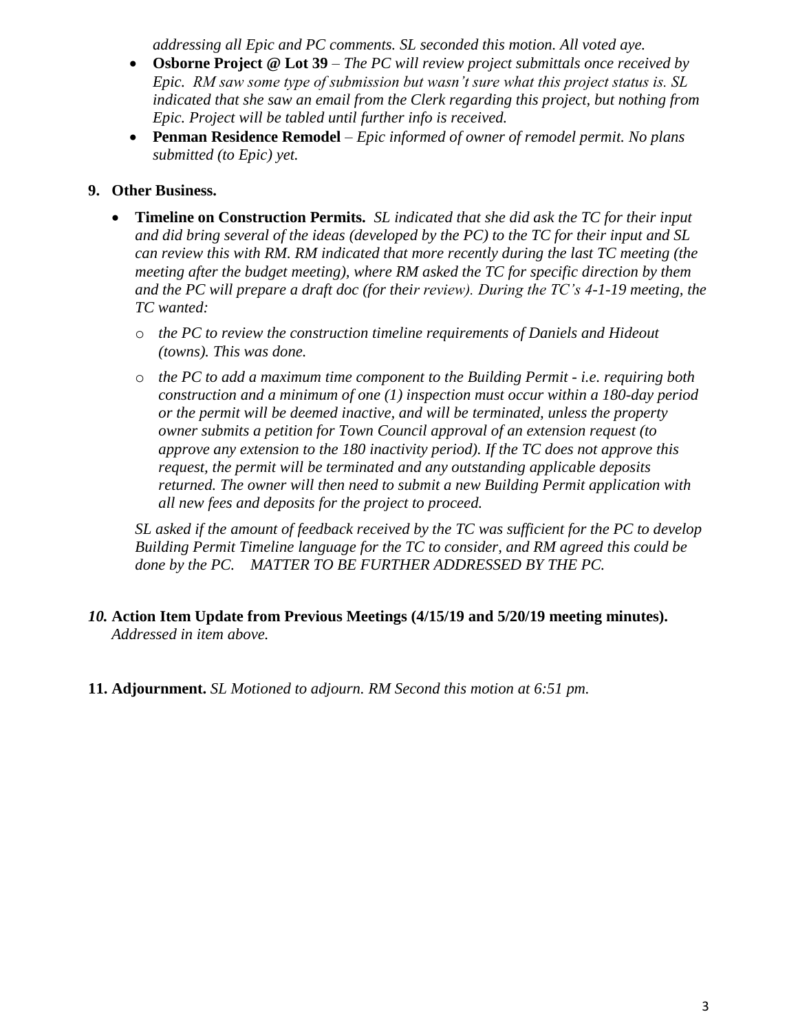*addressing all Epic and PC comments. SL seconded this motion. All voted aye.*

- **Osborne Project @ Lot 39** – *The PC will review project submittals once received by Epic. RM saw some type of submission but wasn't sure what this project status is. SL indicated that she saw an email from the Clerk regarding this project, but nothing from Epic. Project will be tabled until further info is received.*
- **Penman Residence Remodel** – *Epic informed of owner of remodel permit. No plans submitted (to Epic) yet.*

**9. Other Business.**

- **Timeline on Construction Permits.** *SL indicated that she did ask the TC for their input and did bring several of the ideas (developed by the PC) to the TC for their input and SL can review this with RM. RM indicated that more recently during the last TC meeting (the meeting after the budget meeting), where RM asked the TC for specific direction by them and the PC will prepare a draft doc (for their review). During the TC's 4-1-19 meeting, the TC wanted:*
  - *the PC to review the construction timeline requirements of Daniels and Hideout (towns). This was done.*
  - *the PC to add a maximum time component to the Building Permit - i.e. requiring both construction and a minimum of one (1) inspection must occur within a 180-day period or the permit will be deemed inactive, and will be terminated, unless the property owner submits a petition for Town Council approval of an extension request (to approve any extension to the 180 inactivity period). If the TC does not approve this request, the permit will be terminated and any outstanding applicable deposits returned. The owner will then need to submit a new Building Permit application with all new fees and deposits for the project to proceed.*

  *SL asked if the amount of feedback received by the TC was sufficient for the PC to develop Building Permit Timeline language for the TC to consider, and RM agreed this could be done by the PC. MATTER TO BE FURTHER ADDRESSED BY THE PC.*

***10.*** **Action Item Update from Previous Meetings (4/15/19 and 5/20/19 meeting minutes).** *Addressed in item above.*

**11. Adjournment.** *SL Motioned to adjourn. RM Second this motion at 6:51 pm.*